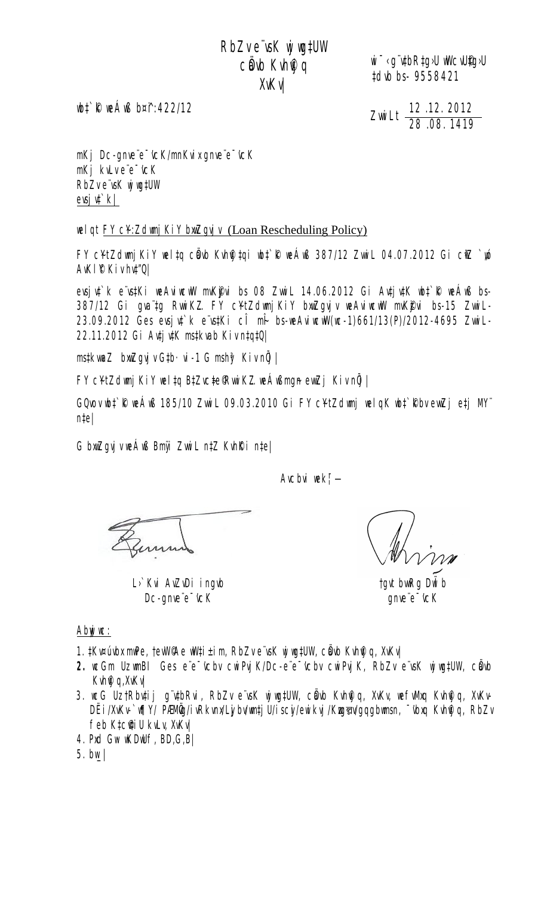RbZv e¨vsK wjwg‡UW
cÖavb Kvh©vjq
XvKv|

wi¯‹ g¨v‡bR‡g›U wWcvU©‡g›U
‡dvb bs- 9558421

wb‡`©k weÁwß b¤^i:422/12

ZvwiL 12 .12. 2012 / 28 .08. 1419

mKj Dc-gnve¨e¯'vcK/mnKvix gnve¨e¯'vcK
mKj kvLve¨e¯'vcK
RbZv e¨vsK wjwg‡UW
evsjv‡`k|

welqt FY c¥tZdwmj KiY bxwZgvjv (Loan Rescheduling Policy)

FY c¥tZdwmj KiY wel‡q cÖavb Kvh©vj‡qi wb‡`©k weÁwß 387/12 ZvwiL 04.07.2012 Gi cÖwZ `„wó AvKl©Y Kiv hv‡"Q|

evsjv‡`k e¨vs‡Ki weAviwcwW mvK©yjvi bs 08 ZvwiL 14.06.2012 Gi Av‡jv‡K wb‡`©k weÁwß bs-387/12 Gi gva¨‡g RvwiKZ. FY c¥tZdwmj KiY bxwZgvjv weAviwcwW mvK©yjvi bs-15 ZvwiL-23.09.2012 Ges evsjv‡`k e¨vs‡Ki cÎ m~Î bs-weAviwcwW(wc-1)661/13(P)/2012-4695 ZvwiL-22.11.2012 Gi Av‡jv‡K ms‡kvab Kiv n‡q‡Q|

ms‡kvwaZ bxwZgvjv G‡bK· vi-1 G mshy³ Kiv nÕj|

FY c¥tZdwmj KiY wel‡q B‡Zvc~‡e© RvwiKZ. weÁwßmgn- ewZj Kiv nÕj|

GQvov wb‡`©k weÁwß 185/10 ZvwiL 09.03.2010 Gi FY c¥tZdwmj welqK wb‡`©kbv ewZj e‡j MY¨ n‡e|

G bxwZgvjv weÁwß Bmy¨i ZvwiL n‡Z Kvh©Ki n‡e|

Avcbvi wek¦¯—

L›`Kvi AvZvDi ingvb
Dc-gnve¨e¯'vcK

‡gvt bvwRg DÏxb
gnve¨e¯'vcK

Abywjwc:

1. ‡Kv¤úvbx mwPe, †evW© Ae wW‡i±im, RbZv e¨vsK wjwg‡UW, cÖavb Kvh©vjq, XvKv|
2. wcGm Uz †PqvigvbI Ges e¨e¯'vcbv cwiPvjK/Dc-e¨e¯'vcbv cwiPvjK, RbZv e¨vsK wjwg‡UW, cÖavb Kvh©vjq,XvKv|
3. wcG Uz †Rbv‡ij g¨v‡bRvi, RbZv e¨vsK wjwg‡UW, cÖavb Kvh©vjq, XvKv, wefvMxq Kvh©vjq, XvKv-DËi/XvKv-`w¶Y/ PÆMÖvg/ivRkvnx/Lyjbv/iscyi/ewikvj/Kzwgjøv/gqgbwmsn, ¯'vbxq Kvh©vjq, RbZv feb K‡c©v‡iU kvLv, XvKv|
4. Pxd Gw·wKDwUf, BD,G,B|
5. bw_|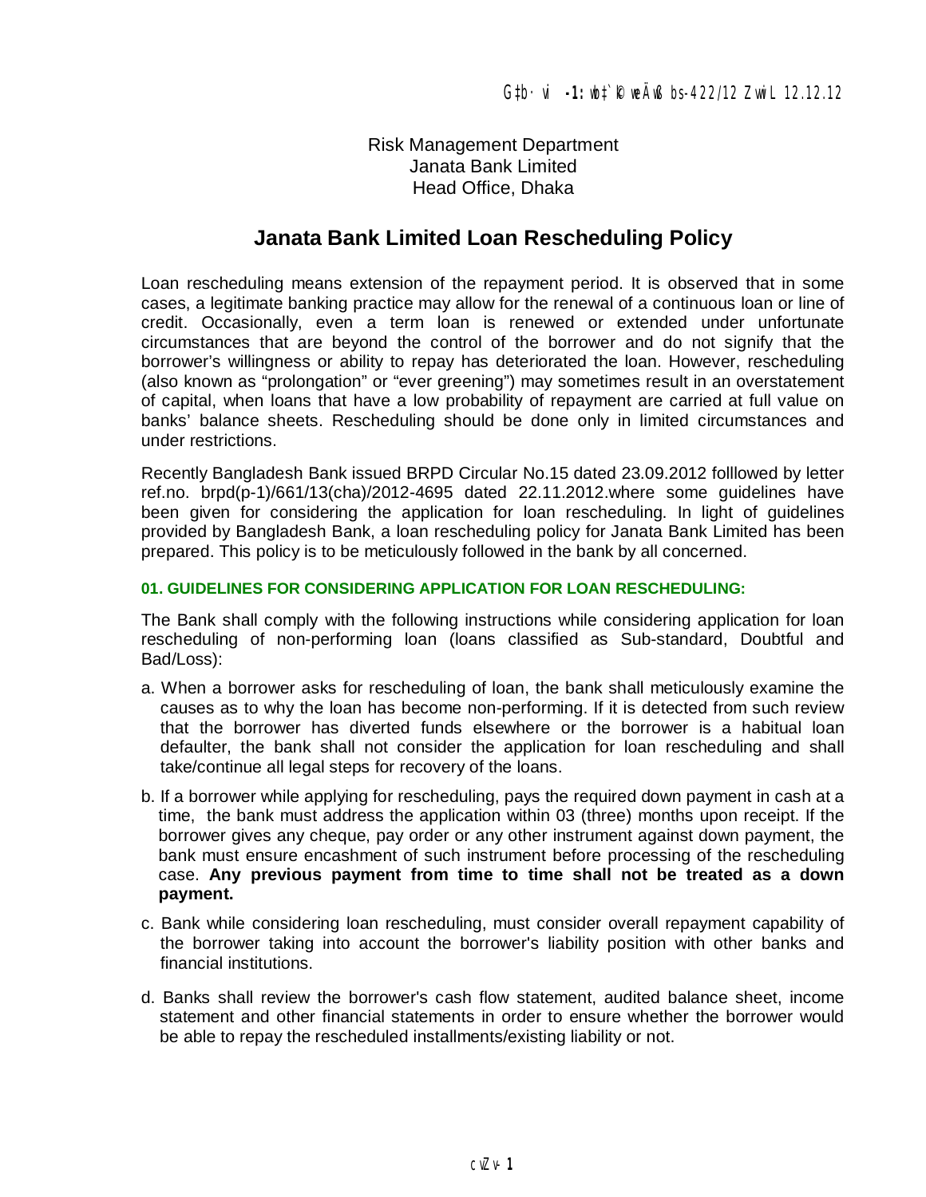G‡b· vi -1: wb‡`©kbvÄwß bs-422/12 ZwiL 12.12.12

Risk Management Department
Janata Bank Limited
Head Office, Dhaka

# Janata Bank Limited Loan Rescheduling Policy

Loan rescheduling means extension of the repayment period. It is observed that in some cases, a legitimate banking practice may allow for the renewal of a continuous loan or line of credit. Occasionally, even a term loan is renewed or extended under unfortunate circumstances that are beyond the control of the borrower and do not signify that the borrower's willingness or ability to repay has deteriorated the loan. However, rescheduling (also known as "prolongation" or "ever greening") may sometimes result in an overstatement of capital, when loans that have a low probability of repayment are carried at full value on banks' balance sheets. Rescheduling should be done only in limited circumstances and under restrictions.

Recently Bangladesh Bank issued BRPD Circular No.15 dated 23.09.2012 folllowed by letter ref.no. brpd(p-1)/661/13(cha)/2012-4695 dated 22.11.2012.where some guidelines have been given for considering the application for loan rescheduling. In light of guidelines provided by Bangladesh Bank, a loan rescheduling policy for Janata Bank Limited has been prepared. This policy is to be meticulously followed in the bank by all concerned.

#### 01. GUIDELINES FOR CONSIDERING APPLICATION FOR LOAN RESCHEDULING:

The Bank shall comply with the following instructions while considering application for loan rescheduling of non-performing loan (loans classified as Sub-standard, Doubtful and Bad/Loss):

a. When a borrower asks for rescheduling of loan, the bank shall meticulously examine the causes as to why the loan has become non-performing. If it is detected from such review that the borrower has diverted funds elsewhere or the borrower is a habitual loan defaulter, the bank shall not consider the application for loan rescheduling and shall take/continue all legal steps for recovery of the loans.

b. If a borrower while applying for rescheduling, pays the required down payment in cash at a time, the bank must address the application within 03 (three) months upon receipt. If the borrower gives any cheque, pay order or any other instrument against down payment, the bank must ensure encashment of such instrument before processing of the rescheduling case. **Any previous payment from time to time shall not be treated as a down payment.**

c. Bank while considering loan rescheduling, must consider overall repayment capability of the borrower taking into account the borrower's liability position with other banks and financial institutions.

d. Banks shall review the borrower's cash flow statement, audited balance sheet, income statement and other financial statements in order to ensure whether the borrower would be able to repay the rescheduled installments/existing liability or not.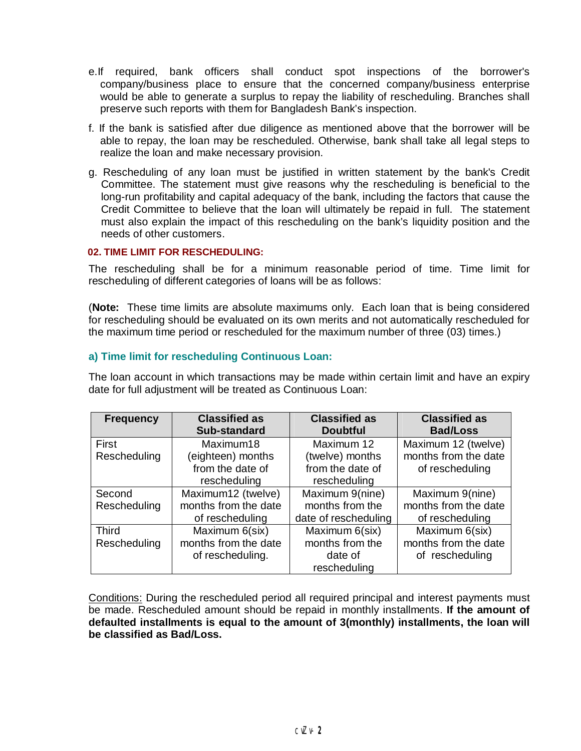e. If required, bank officers shall conduct spot inspections of the borrower's company/business place to ensure that the concerned company/business enterprise would be able to generate a surplus to repay the liability of rescheduling. Branches shall preserve such reports with them for Bangladesh Bank's inspection.

f. If the bank is satisfied after due diligence as mentioned above that the borrower will be able to repay, the loan may be rescheduled. Otherwise, bank shall take all legal steps to realize the loan and make necessary provision.

g. Rescheduling of any loan must be justified in written statement by the bank's Credit Committee. The statement must give reasons why the rescheduling is beneficial to the long-run profitability and capital adequacy of the bank, including the factors that cause the Credit Committee to believe that the loan will ultimately be repaid in full. The statement must also explain the impact of this rescheduling on the bank's liquidity position and the needs of other customers.

## 02. TIME LIMIT FOR RESCHEDULING:

The rescheduling shall be for a minimum reasonable period of time. Time limit for rescheduling of different categories of loans will be as follows:

(**Note:** These time limits are absolute maximums only. Each loan that is being considered for rescheduling should be evaluated on its own merits and not automatically rescheduled for the maximum time period or rescheduled for the maximum number of three (03) times.)

### a) Time limit for rescheduling Continuous Loan:

The loan account in which transactions may be made within certain limit and have an expiry date for full adjustment will be treated as Continuous Loan:

| Frequency | Classified as Sub-standard | Classified as Doubtful | Classified as Bad/Loss |
|---|---|---|---|
| First Rescheduling | Maximum18 (eighteen) months from the date of rescheduling | Maximum 12 (twelve) months from the date of rescheduling | Maximum 12 (twelve) months from the date of rescheduling |
| Second Rescheduling | Maximum12 (twelve) months from the date of rescheduling | Maximum 9(nine) months from the date of rescheduling | Maximum 9(nine) months from the date of rescheduling |
| Third Rescheduling | Maximum 6(six) months from the date of rescheduling. | Maximum 6(six) months from the date of rescheduling | Maximum 6(six) months from the date of rescheduling |

Conditions: During the rescheduled period all required principal and interest payments must be made. Rescheduled amount should be repaid in monthly installments. **If the amount of defaulted installments is equal to the amount of 3(monthly) installments, the loan will be classified as Bad/Loss.**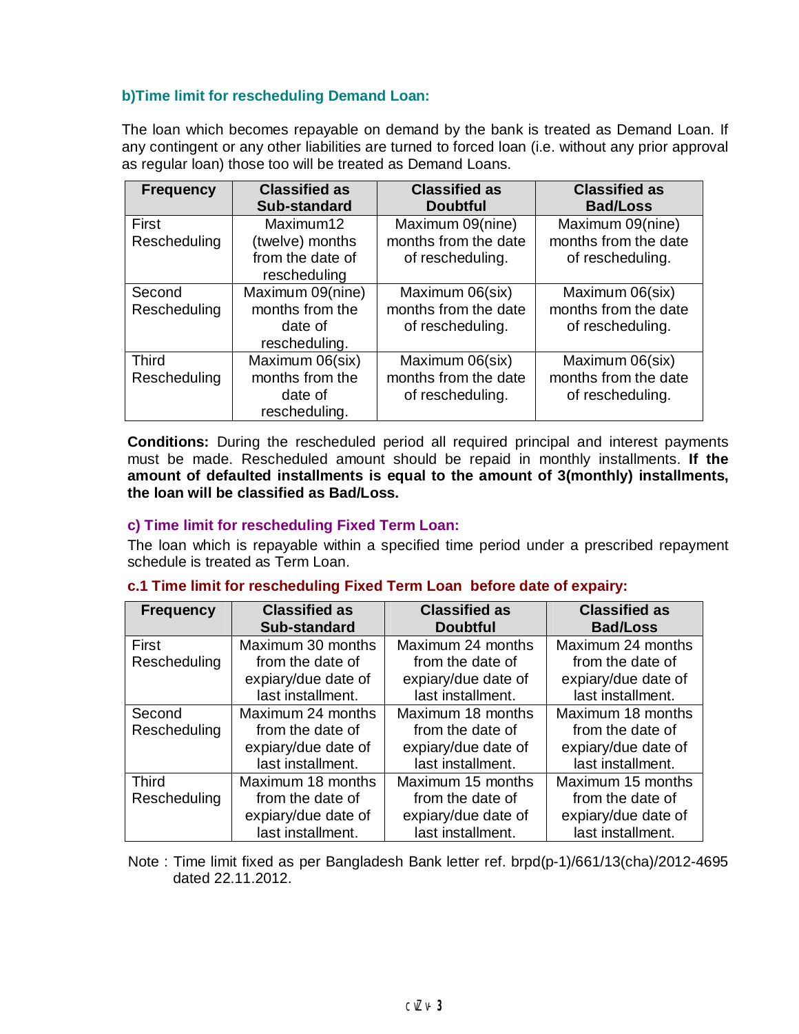### b)Time limit for rescheduling Demand Loan:

The loan which becomes repayable on demand by the bank is treated as Demand Loan. If any contingent or any other liabilities are turned to forced loan (i.e. without any prior approval as regular loan) those too will be treated as Demand Loans.

| Frequency | Classified as Sub-standard | Classified as Doubtful | Classified as Bad/Loss |
|---|---|---|---|
| First Rescheduling | Maximum12 (twelve) months from the date of rescheduling | Maximum 09(nine) months from the date of rescheduling. | Maximum 09(nine) months from the date of rescheduling. |
| Second Rescheduling | Maximum 09(nine) months from the date of rescheduling. | Maximum 06(six) months from the date of rescheduling. | Maximum 06(six) months from the date of rescheduling. |
| Third Rescheduling | Maximum 06(six) months from the date of rescheduling. | Maximum 06(six) months from the date of rescheduling. | Maximum 06(six) months from the date of rescheduling. |

**Conditions:** During the rescheduled period all required principal and interest payments must be made. Rescheduled amount should be repaid in monthly installments. **If the amount of defaulted installments is equal to the amount of 3(monthly) installments, the loan will be classified as Bad/Loss.**

### c) Time limit for rescheduling Fixed Term Loan:

The loan which is repayable within a specified time period under a prescribed repayment schedule is treated as Term Loan.

#### c.1 Time limit for rescheduling Fixed Term Loan before date of expairy:

| Frequency | Classified as Sub-standard | Classified as Doubtful | Classified as Bad/Loss |
|---|---|---|---|
| First Rescheduling | Maximum 30 months from the date of expiary/due date of last installment. | Maximum 24 months from the date of expiary/due date of last installment. | Maximum 24 months from the date of expiary/due date of last installment. |
| Second Rescheduling | Maximum 24 months from the date of expiary/due date of last installment. | Maximum 18 months from the date of expiary/due date of last installment. | Maximum 18 months from the date of expiary/due date of last installment. |
| Third Rescheduling | Maximum 18 months from the date of expiary/due date of last installment. | Maximum 15 months from the date of expiary/due date of last installment. | Maximum 15 months from the date of expiary/due date of last installment. |

Note : Time limit fixed as per Bangladesh Bank letter ref. brpd(p-1)/661/13(cha)/2012-4695 dated 22.11.2012.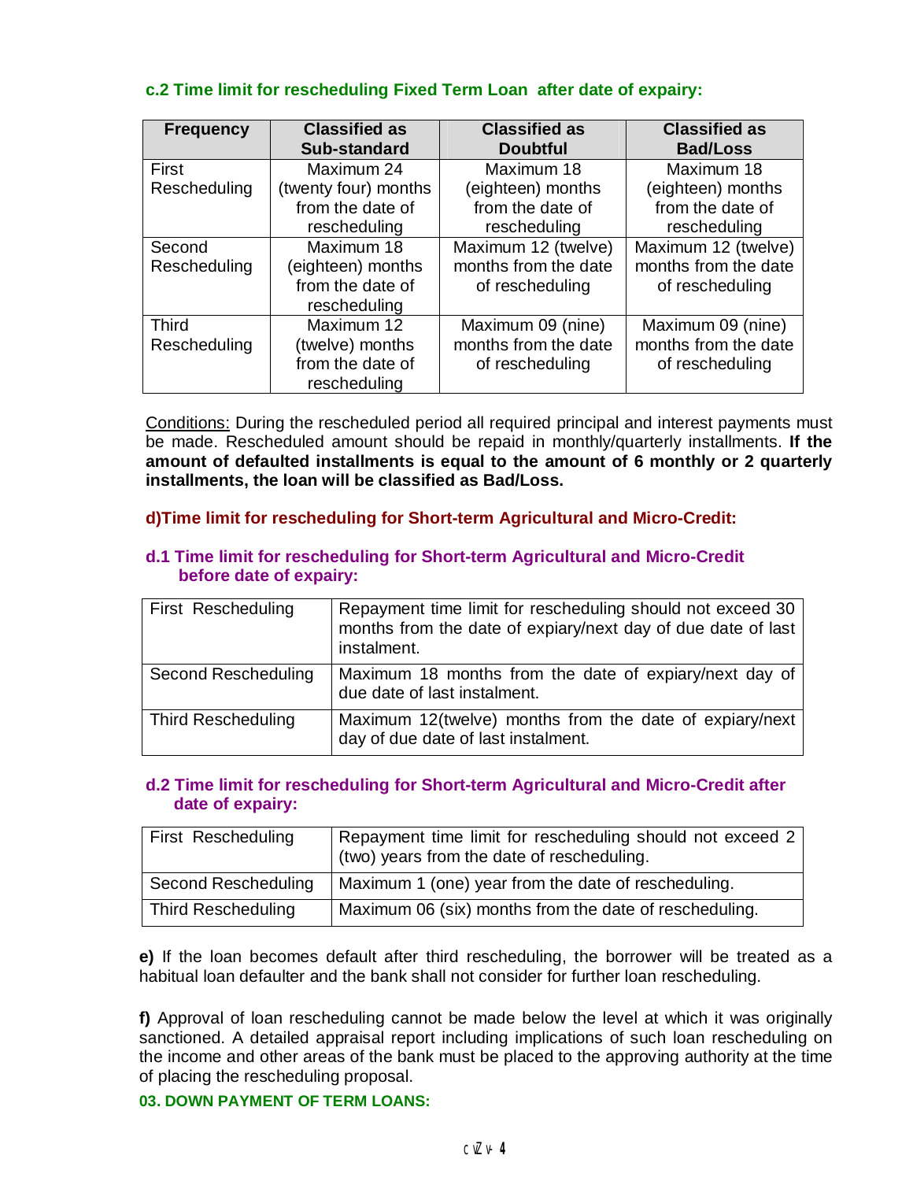#### c.2 Time limit for rescheduling Fixed Term Loan after date of expairy:

| Frequency | Classified as Sub-standard | Classified as Doubtful | Classified as Bad/Loss |
|---|---|---|---|
| First Rescheduling | Maximum 24 (twenty four) months from the date of rescheduling | Maximum 18 (eighteen) months from the date of rescheduling | Maximum 18 (eighteen) months from the date of rescheduling |
| Second Rescheduling | Maximum 18 (eighteen) months from the date of rescheduling | Maximum 12 (twelve) months from the date of rescheduling | Maximum 12 (twelve) months from the date of rescheduling |
| Third Rescheduling | Maximum 12 (twelve) months from the date of rescheduling | Maximum 09 (nine) months from the date of rescheduling | Maximum 09 (nine) months from the date of rescheduling |

Conditions: During the rescheduled period all required principal and interest payments must be made. Rescheduled amount should be repaid in monthly/quarterly installments. **If the amount of defaulted installments is equal to the amount of 6 monthly or 2 quarterly installments, the loan will be classified as Bad/Loss.**

### d)Time limit for rescheduling for Short-term Agricultural and Micro-Credit:

#### d.1 Time limit for rescheduling for Short-term Agricultural and Micro-Credit before date of expairy:

| | |
|---|---|
| First Rescheduling | Repayment time limit for rescheduling should not exceed 30 months from the date of expiary/next day of due date of last instalment. |
| Second Rescheduling | Maximum 18 months from the date of expiary/next day of due date of last instalment. |
| Third Rescheduling | Maximum 12(twelve) months from the date of expiary/next day of due date of last instalment. |

#### d.2 Time limit for rescheduling for Short-term Agricultural and Micro-Credit after date of expairy:

| | |
|---|---|
| First Rescheduling | Repayment time limit for rescheduling should not exceed 2 (two) years from the date of rescheduling. |
| Second Rescheduling | Maximum 1 (one) year from the date of rescheduling. |
| Third Rescheduling | Maximum 06 (six) months from the date of rescheduling. |

**e)** If the loan becomes default after third rescheduling, the borrower will be treated as a habitual loan defaulter and the bank shall not consider for further loan rescheduling.

**f)** Approval of loan rescheduling cannot be made below the level at which it was originally sanctioned. A detailed appraisal report including implications of such loan rescheduling on the income and other areas of the bank must be placed to the approving authority at the time of placing the rescheduling proposal.

### 03. DOWN PAYMENT OF TERM LOANS: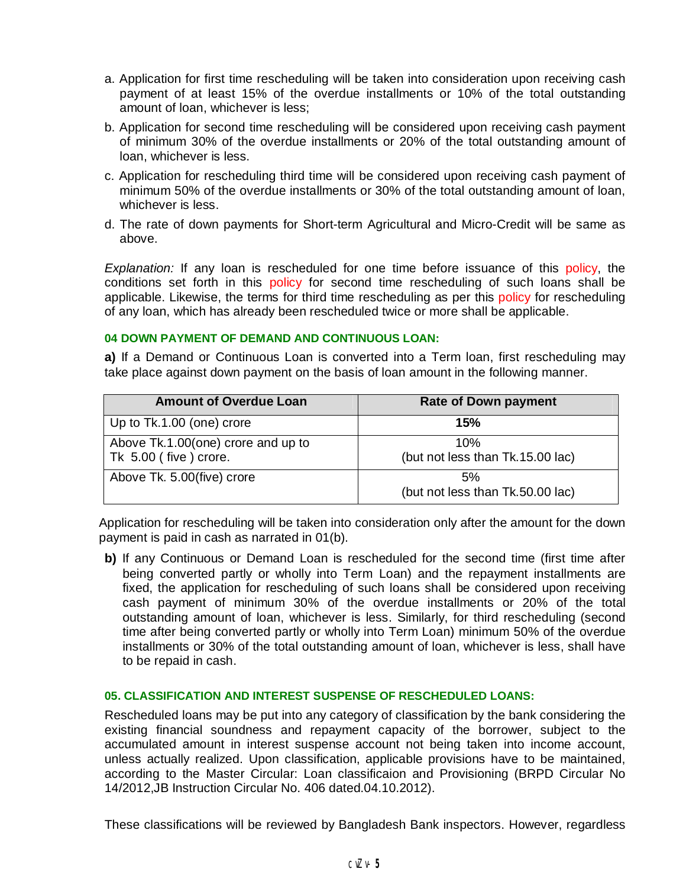a. Application for first time rescheduling will be taken into consideration upon receiving cash payment of at least 15% of the overdue installments or 10% of the total outstanding amount of loan, whichever is less;

b. Application for second time rescheduling will be considered upon receiving cash payment of minimum 30% of the overdue installments or 20% of the total outstanding amount of loan, whichever is less.

c. Application for rescheduling third time will be considered upon receiving cash payment of minimum 50% of the overdue installments or 30% of the total outstanding amount of loan, whichever is less.

d. The rate of down payments for Short-term Agricultural and Micro-Credit will be same as above.

*Explanation:* If any loan is rescheduled for one time before issuance of this policy, the conditions set forth in this policy for second time rescheduling of such loans shall be applicable. Likewise, the terms for third time rescheduling as per this policy for rescheduling of any loan, which has already been rescheduled twice or more shall be applicable.

#### 04 DOWN PAYMENT OF DEMAND AND CONTINUOUS LOAN:

**a)** If a Demand or Continuous Loan is converted into a Term loan, first rescheduling may take place against down payment on the basis of loan amount in the following manner.

| Amount of Overdue Loan | Rate of Down payment |
|---|---|
| Up to Tk.1.00 (one) crore | **15%** |
| Above Tk.1.00(one) crore and up to Tk 5.00 ( five ) crore. | 10% (but not less than Tk.15.00 lac) |
| Above Tk. 5.00(five) crore | 5% (but not less than Tk.50.00 lac) |

Application for rescheduling will be taken into consideration only after the amount for the down payment is paid in cash as narrated in 01(b).

**b)** If any Continuous or Demand Loan is rescheduled for the second time (first time after being converted partly or wholly into Term Loan) and the repayment installments are fixed, the application for rescheduling of such loans shall be considered upon receiving cash payment of minimum 30% of the overdue installments or 20% of the total outstanding amount of loan, whichever is less. Similarly, for third rescheduling (second time after being converted partly or wholly into Term Loan) minimum 50% of the overdue installments or 30% of the total outstanding amount of loan, whichever is less, shall have to be repaid in cash.

#### 05. CLASSIFICATION AND INTEREST SUSPENSE OF RESCHEDULED LOANS:

Rescheduled loans may be put into any category of classification by the bank considering the existing financial soundness and repayment capacity of the borrower, subject to the accumulated amount in interest suspense account not being taken into income account, unless actually realized. Upon classification, applicable provisions have to be maintained, according to the Master Circular: Loan classificaion and Provisioning (BRPD Circular No 14/2012,JB Instruction Circular No. 406 dated.04.10.2012).

These classifications will be reviewed by Bangladesh Bank inspectors. However, regardless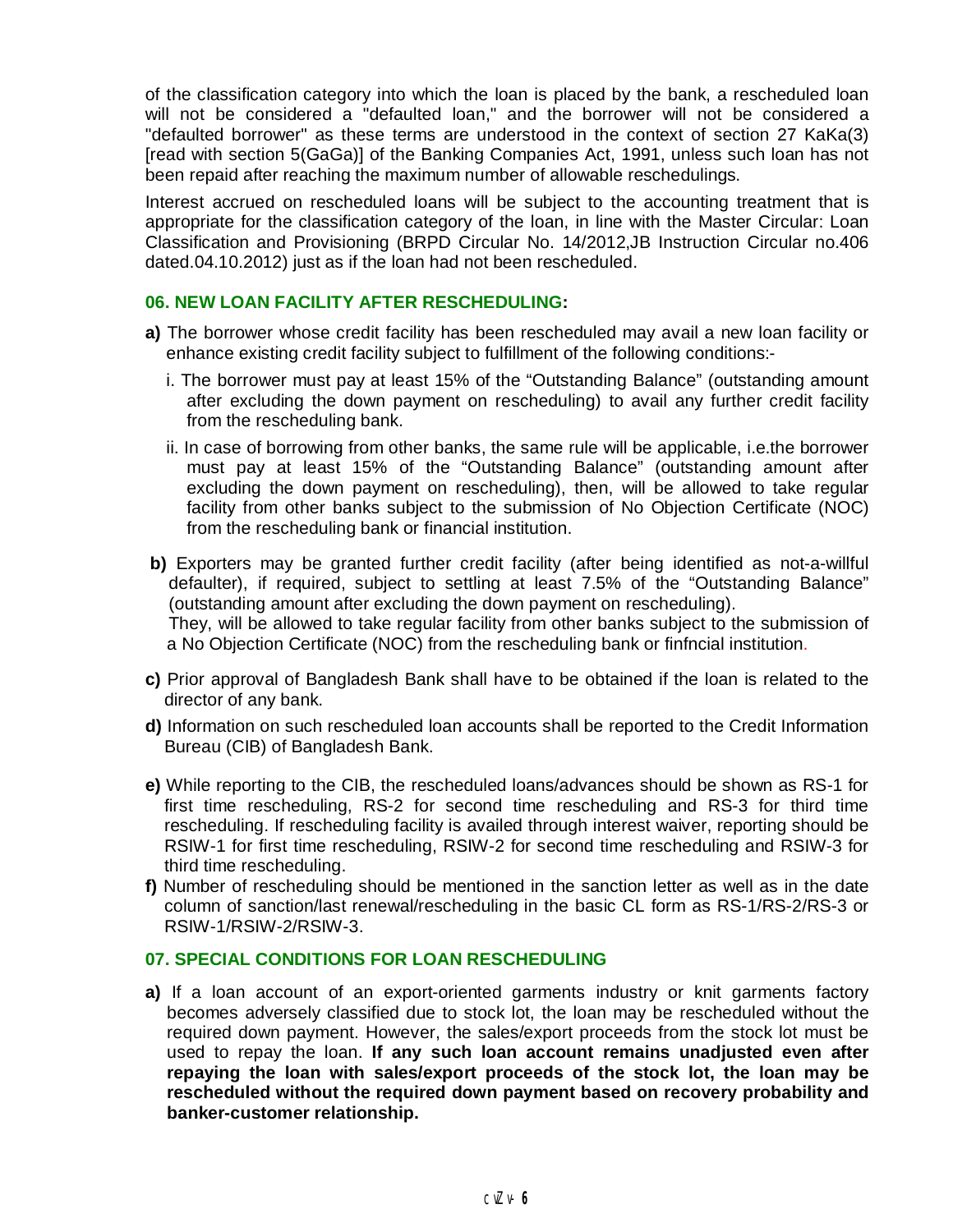of the classification category into which the loan is placed by the bank, a rescheduled loan will not be considered a "defaulted loan," and the borrower will not be considered a "defaulted borrower" as these terms are understood in the context of section 27 KaKa(3) [read with section 5(GaGa)] of the Banking Companies Act, 1991, unless such loan has not been repaid after reaching the maximum number of allowable reschedulings.

Interest accrued on rescheduled loans will be subject to the accounting treatment that is appropriate for the classification category of the loan, in line with the Master Circular: Loan Classification and Provisioning (BRPD Circular No. 14/2012,JB Instruction Circular no.406 dated.04.10.2012) just as if the loan had not been rescheduled.

### 06. NEW LOAN FACILITY AFTER RESCHEDULING:

**a)** The borrower whose credit facility has been rescheduled may avail a new loan facility or enhance existing credit facility subject to fulfillment of the following conditions:-

i. The borrower must pay at least 15% of the "Outstanding Balance" (outstanding amount after excluding the down payment on rescheduling) to avail any further credit facility from the rescheduling bank.

ii. In case of borrowing from other banks, the same rule will be applicable, i.e.the borrower must pay at least 15% of the "Outstanding Balance" (outstanding amount after excluding the down payment on rescheduling), then, will be allowed to take regular facility from other banks subject to the submission of No Objection Certificate (NOC) from the rescheduling bank or financial institution.

**b)** Exporters may be granted further credit facility (after being identified as not-a-willful defaulter), if required, subject to settling at least 7.5% of the "Outstanding Balance" (outstanding amount after excluding the down payment on rescheduling).
They, will be allowed to take regular facility from other banks subject to the submission of a No Objection Certificate (NOC) from the rescheduling bank or finfncial institution.

**c)** Prior approval of Bangladesh Bank shall have to be obtained if the loan is related to the director of any bank.

**d)** Information on such rescheduled loan accounts shall be reported to the Credit Information Bureau (CIB) of Bangladesh Bank.

**e)** While reporting to the CIB, the rescheduled loans/advances should be shown as RS-1 for first time rescheduling, RS-2 for second time rescheduling and RS-3 for third time rescheduling. If rescheduling facility is availed through interest waiver, reporting should be RSIW-1 for first time rescheduling, RSIW-2 for second time rescheduling and RSIW-3 for third time rescheduling.

**f)** Number of rescheduling should be mentioned in the sanction letter as well as in the date column of sanction/last renewal/rescheduling in the basic CL form as RS-1/RS-2/RS-3 or RSIW-1/RSIW-2/RSIW-3.

### 07. SPECIAL CONDITIONS FOR LOAN RESCHEDULING

**a)** If a loan account of an export-oriented garments industry or knit garments factory becomes adversely classified due to stock lot, the loan may be rescheduled without the required down payment. However, the sales/export proceeds from the stock lot must be used to repay the loan. **If any such loan account remains unadjusted even after repaying the loan with sales/export proceeds of the stock lot, the loan may be rescheduled without the required down payment based on recovery probability and banker-customer relationship.**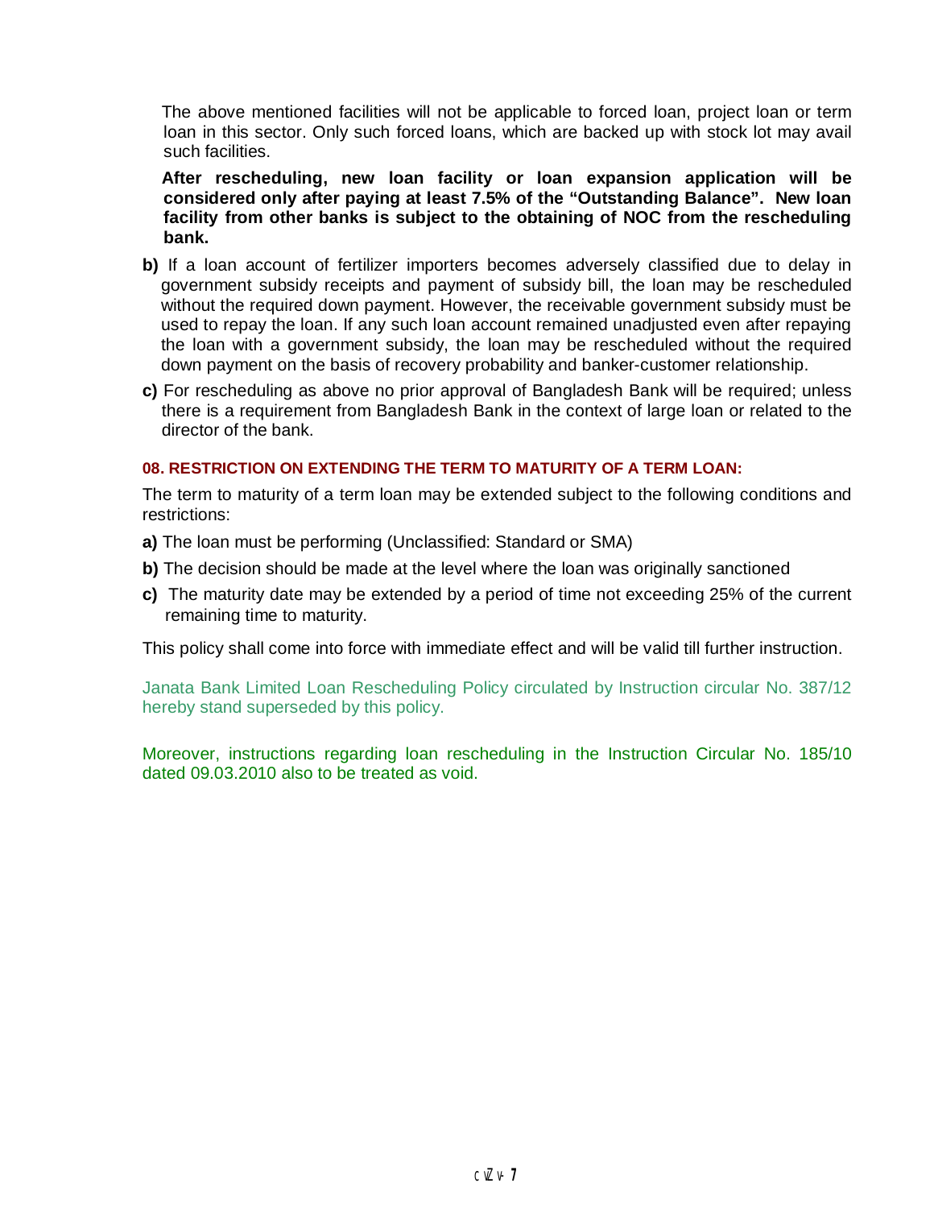The above mentioned facilities will not be applicable to forced loan, project loan or term loan in this sector. Only such forced loans, which are backed up with stock lot may avail such facilities.

**After rescheduling, new loan facility or loan expansion application will be considered only after paying at least 7.5% of the "Outstanding Balance". New loan facility from other banks is subject to the obtaining of NOC from the rescheduling bank.**

**b)** If a loan account of fertilizer importers becomes adversely classified due to delay in government subsidy receipts and payment of subsidy bill, the loan may be rescheduled without the required down payment. However, the receivable government subsidy must be used to repay the loan. If any such loan account remained unadjusted even after repaying the loan with a government subsidy, the loan may be rescheduled without the required down payment on the basis of recovery probability and banker-customer relationship.

**c)** For rescheduling as above no prior approval of Bangladesh Bank will be required; unless there is a requirement from Bangladesh Bank in the context of large loan or related to the director of the bank.

#### 08. RESTRICTION ON EXTENDING THE TERM TO MATURITY OF A TERM LOAN:

The term to maturity of a term loan may be extended subject to the following conditions and restrictions:

**a)** The loan must be performing (Unclassified: Standard or SMA)

**b)** The decision should be made at the level where the loan was originally sanctioned

**c)** The maturity date may be extended by a period of time not exceeding 25% of the current remaining time to maturity.

This policy shall come into force with immediate effect and will be valid till further instruction.

Janata Bank Limited Loan Rescheduling Policy circulated by Instruction circular No. 387/12 hereby stand superseded by this policy.

Moreover, instructions regarding loan rescheduling in the Instruction Circular No. 185/10 dated 09.03.2010 also to be treated as void.